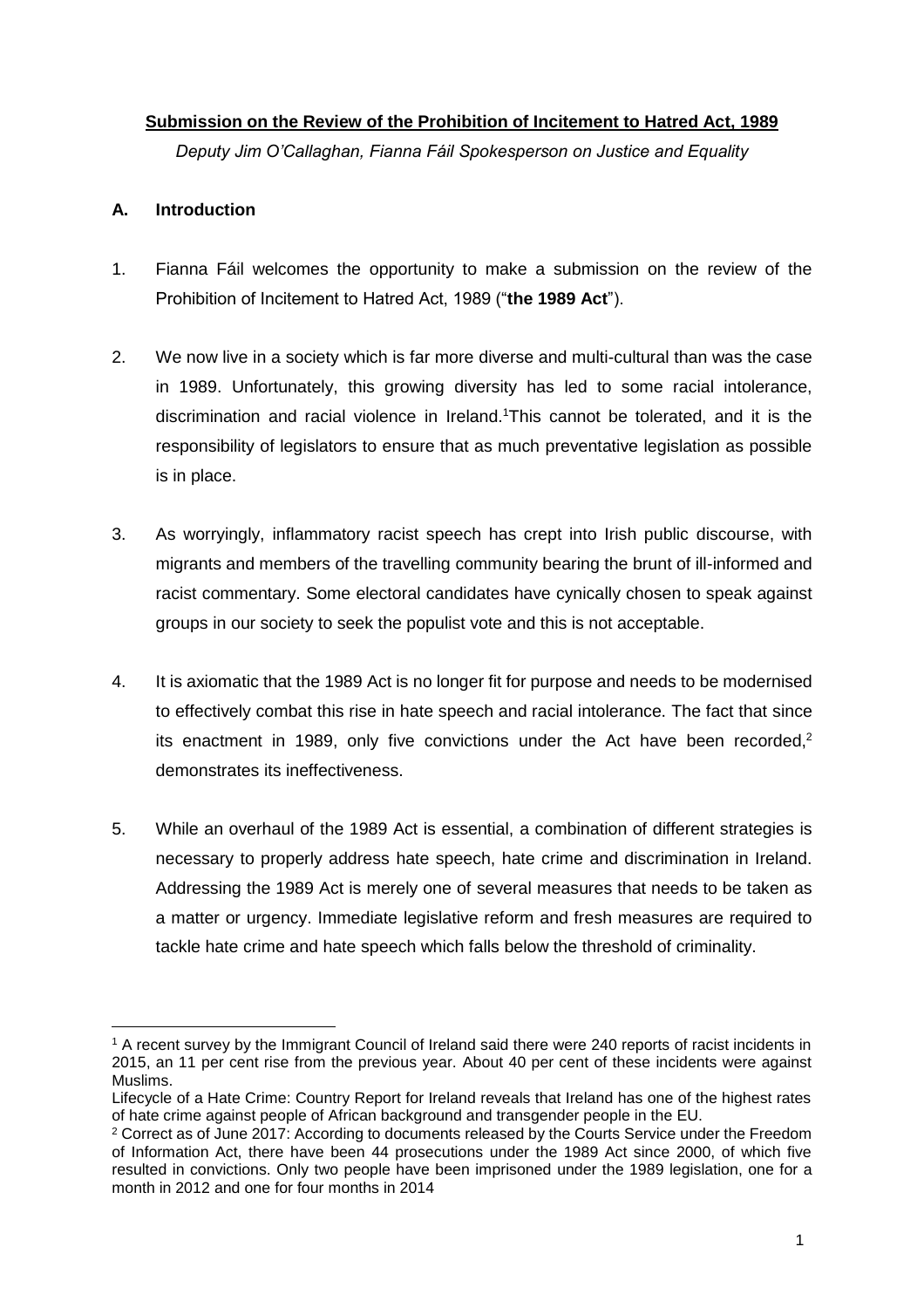**Submission on the Review of the Prohibition of Incitement to Hatred Act, 1989**

*Deputy Jim O'Callaghan, Fianna Fáil Spokesperson on Justice and Equality*

## A. Introduction

1. Fianna Fáil welcomes the opportunity to make a submission on the review of the Prohibition of Incitement to Hatred Act, 1989 ("**the 1989 Act**").

2. We now live in a society which is far more diverse and multi-cultural than was the case in 1989. Unfortunately, this growing diversity has led to some racial intolerance, discrimination and racial violence in Ireland.[1] This cannot be tolerated, and it is the responsibility of legislators to ensure that as much preventative legislation as possible is in place.

3. As worryingly, inflammatory racist speech has crept into Irish public discourse, with migrants and members of the travelling community bearing the brunt of ill-informed and racist commentary. Some electoral candidates have cynically chosen to speak against groups in our society to seek the populist vote and this is not acceptable.

4. It is axiomatic that the 1989 Act is no longer fit for purpose and needs to be modernised to effectively combat this rise in hate speech and racial intolerance. The fact that since its enactment in 1989, only five convictions under the Act have been recorded,[2] demonstrates its ineffectiveness.

5. While an overhaul of the 1989 Act is essential, a combination of different strategies is necessary to properly address hate speech, hate crime and discrimination in Ireland. Addressing the 1989 Act is merely one of several measures that needs to be taken as a matter or urgency. Immediate legislative reform and fresh measures are required to tackle hate crime and hate speech which falls below the threshold of criminality.

---

[1] A recent survey by the Immigrant Council of Ireland said there were 240 reports of racist incidents in 2015, an 11 per cent rise from the previous year. About 40 per cent of these incidents were against Muslims.

Lifecycle of a Hate Crime: Country Report for Ireland reveals that Ireland has one of the highest rates of hate crime against people of African background and transgender people in the EU.

[2] Correct as of June 2017: According to documents released by the Courts Service under the Freedom of Information Act, there have been 44 prosecutions under the 1989 Act since 2000, of which five resulted in convictions. Only two people have been imprisoned under the 1989 legislation, one for a month in 2012 and one for four months in 2014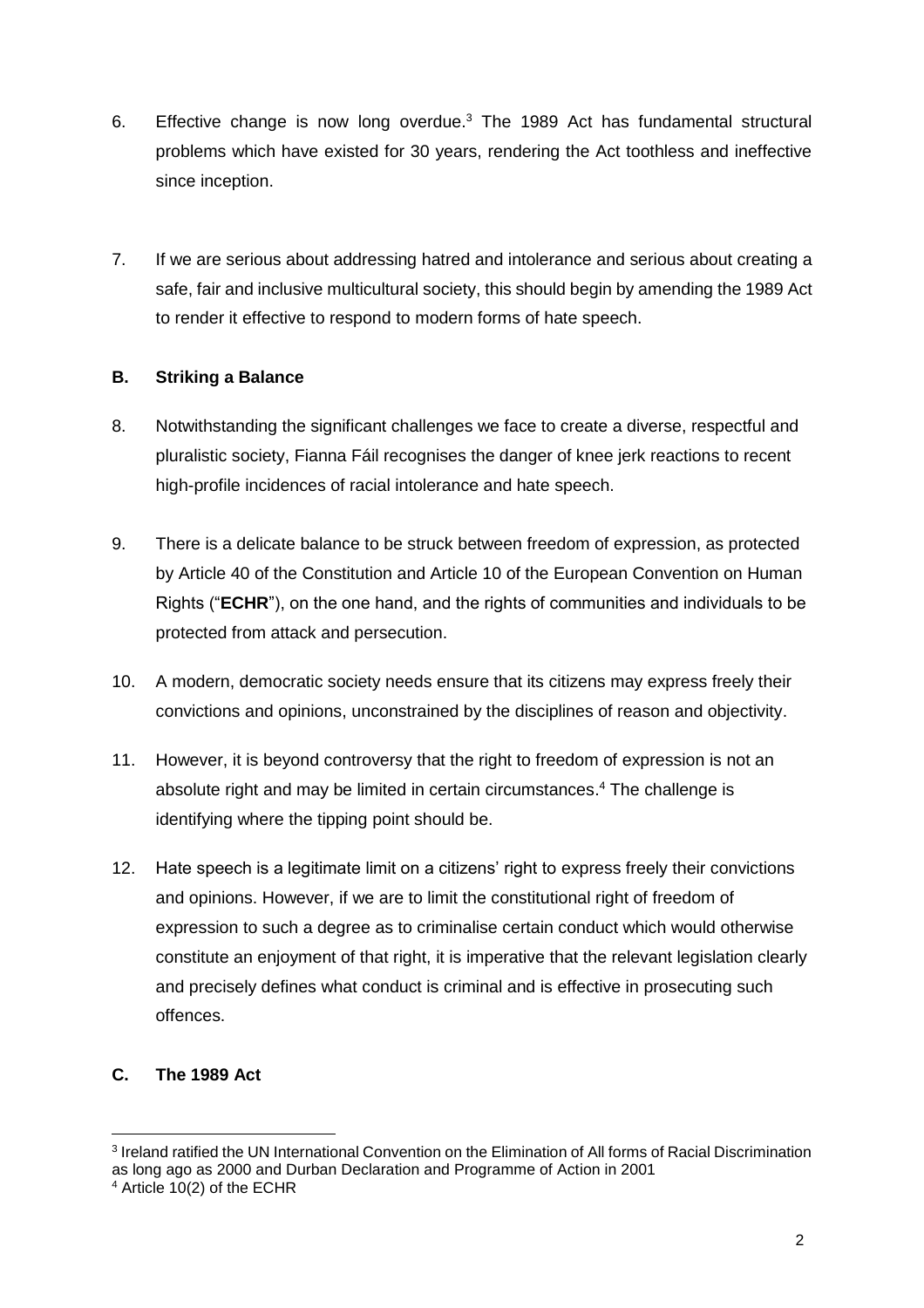6. Effective change is now long overdue.[3] The 1989 Act has fundamental structural problems which have existed for 30 years, rendering the Act toothless and ineffective since inception.

7. If we are serious about addressing hatred and intolerance and serious about creating a safe, fair and inclusive multicultural society, this should begin by amending the 1989 Act to render it effective to respond to modern forms of hate speech.

## B. Striking a Balance

8. Notwithstanding the significant challenges we face to create a diverse, respectful and pluralistic society, Fianna Fáil recognises the danger of knee jerk reactions to recent high-profile incidences of racial intolerance and hate speech.

9. There is a delicate balance to be struck between freedom of expression, as protected by Article 40 of the Constitution and Article 10 of the European Convention on Human Rights ("**ECHR**"), on the one hand, and the rights of communities and individuals to be protected from attack and persecution.

10. A modern, democratic society needs ensure that its citizens may express freely their convictions and opinions, unconstrained by the disciplines of reason and objectivity.

11. However, it is beyond controversy that the right to freedom of expression is not an absolute right and may be limited in certain circumstances.[4] The challenge is identifying where the tipping point should be.

12. Hate speech is a legitimate limit on a citizens' right to express freely their convictions and opinions. However, if we are to limit the constitutional right of freedom of expression to such a degree as to criminalise certain conduct which would otherwise constitute an enjoyment of that right, it is imperative that the relevant legislation clearly and precisely defines what conduct is criminal and is effective in prosecuting such offences.

## C. The 1989 Act

---

[3] Ireland ratified the UN International Convention on the Elimination of All forms of Racial Discrimination as long ago as 2000 and Durban Declaration and Programme of Action in 2001

[4] Article 10(2) of the ECHR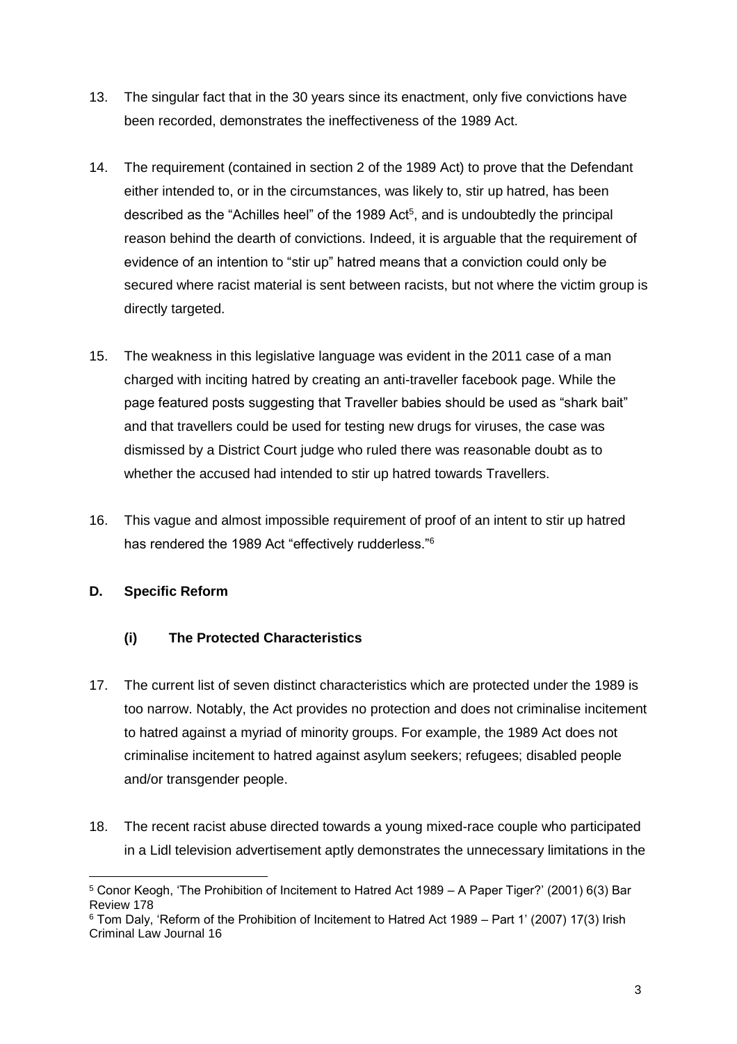13. The singular fact that in the 30 years since its enactment, only five convictions have been recorded, demonstrates the ineffectiveness of the 1989 Act.

14. The requirement (contained in section 2 of the 1989 Act) to prove that the Defendant either intended to, or in the circumstances, was likely to, stir up hatred, has been described as the "Achilles heel" of the 1989 Act[5], and is undoubtedly the principal reason behind the dearth of convictions. Indeed, it is arguable that the requirement of evidence of an intention to "stir up" hatred means that a conviction could only be secured where racist material is sent between racists, but not where the victim group is directly targeted.

15. The weakness in this legislative language was evident in the 2011 case of a man charged with inciting hatred by creating an anti-traveller facebook page. While the page featured posts suggesting that Traveller babies should be used as "shark bait" and that travellers could be used for testing new drugs for viruses, the case was dismissed by a District Court judge who ruled there was reasonable doubt as to whether the accused had intended to stir up hatred towards Travellers.

16. This vague and almost impossible requirement of proof of an intent to stir up hatred has rendered the 1989 Act "effectively rudderless."[6]

## D. Specific Reform

### (i) The Protected Characteristics

17. The current list of seven distinct characteristics which are protected under the 1989 is too narrow. Notably, the Act provides no protection and does not criminalise incitement to hatred against a myriad of minority groups. For example, the 1989 Act does not criminalise incitement to hatred against asylum seekers; refugees; disabled people and/or transgender people.

18. The recent racist abuse directed towards a young mixed-race couple who participated in a Lidl television advertisement aptly demonstrates the unnecessary limitations in the

---

[5] Conor Keogh, 'The Prohibition of Incitement to Hatred Act 1989 – A Paper Tiger?' (2001) 6(3) Bar Review 178

[6] Tom Daly, 'Reform of the Prohibition of Incitement to Hatred Act 1989 – Part 1' (2007) 17(3) Irish Criminal Law Journal 16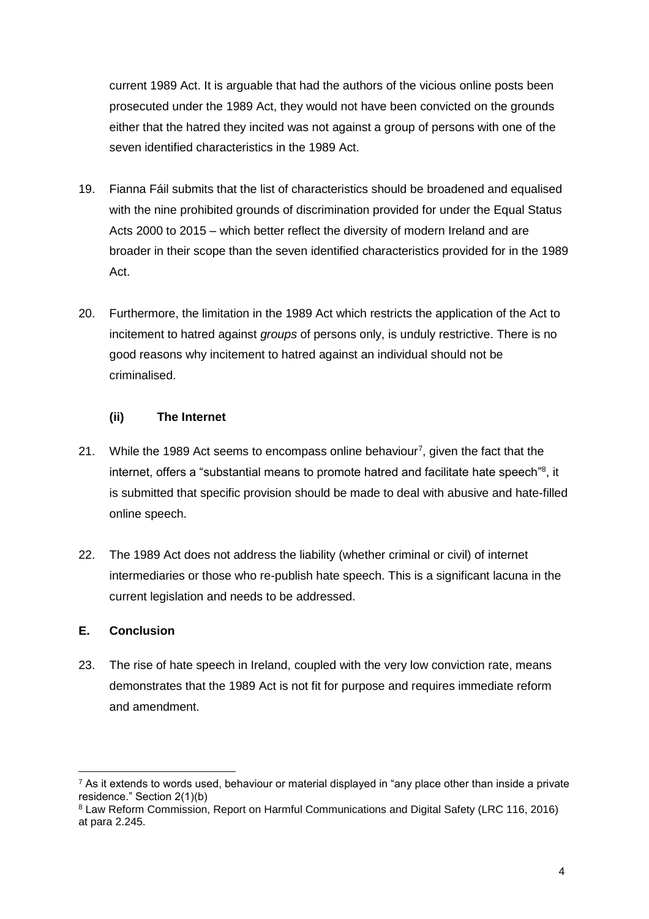current 1989 Act. It is arguable that had the authors of the vicious online posts been prosecuted under the 1989 Act, they would not have been convicted on the grounds either that the hatred they incited was not against a group of persons with one of the seven identified characteristics in the 1989 Act.

19. Fianna Fáil submits that the list of characteristics should be broadened and equalised with the nine prohibited grounds of discrimination provided for under the Equal Status Acts 2000 to 2015 – which better reflect the diversity of modern Ireland and are broader in their scope than the seven identified characteristics provided for in the 1989 Act.

20. Furthermore, the limitation in the 1989 Act which restricts the application of the Act to incitement to hatred against *groups* of persons only, is unduly restrictive. There is no good reasons why incitement to hatred against an individual should not be criminalised.

### (ii) The Internet

21. While the 1989 Act seems to encompass online behaviour[7], given the fact that the internet, offers a "substantial means to promote hatred and facilitate hate speech"[8], it is submitted that specific provision should be made to deal with abusive and hate-filled online speech.

22. The 1989 Act does not address the liability (whether criminal or civil) of internet intermediaries or those who re-publish hate speech. This is a significant lacuna in the current legislation and needs to be addressed.

## E. Conclusion

23. The rise of hate speech in Ireland, coupled with the very low conviction rate, means demonstrates that the 1989 Act is not fit for purpose and requires immediate reform and amendment.

---

[7] As it extends to words used, behaviour or material displayed in "any place other than inside a private residence." Section 2(1)(b)

[8] Law Reform Commission, Report on Harmful Communications and Digital Safety (LRC 116, 2016) at para 2.245.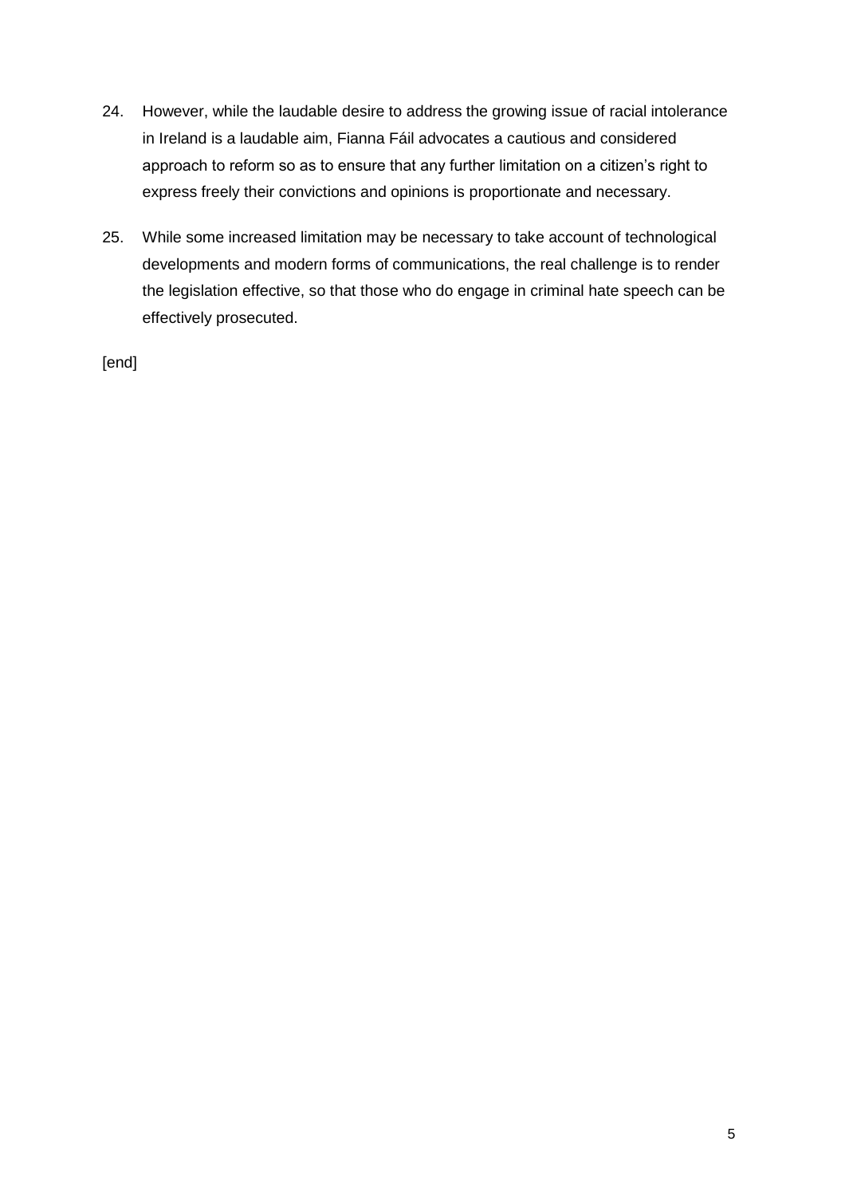24. However, while the laudable desire to address the growing issue of racial intolerance in Ireland is a laudable aim, Fianna Fáil advocates a cautious and considered approach to reform so as to ensure that any further limitation on a citizen's right to express freely their convictions and opinions is proportionate and necessary.

25. While some increased limitation may be necessary to take account of technological developments and modern forms of communications, the real challenge is to render the legislation effective, so that those who do engage in criminal hate speech can be effectively prosecuted.

[end]